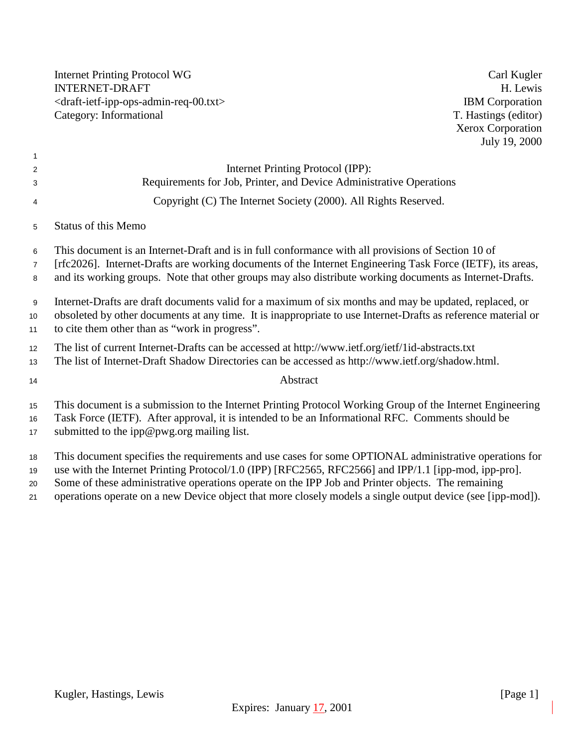Internet Printing Protocol WG — Carl Kugler
INTERNET-DRAFT — H. Lewis
<draft-ietf-ipp-ops-admin-req-00.txt> — IBM Corporation
Category: Informational — T. Hastings (editor)
Xerox Corporation
July 19, 2000

# Internet Printing Protocol (IPP): Requirements for Job, Printer, and Device Administrative Operations

Copyright (C) The Internet Society (2000). All Rights Reserved.

## Status of this Memo

This document is an Internet-Draft and is in full conformance with all provisions of Section 10 of [rfc2026]. Internet-Drafts are working documents of the Internet Engineering Task Force (IETF), its areas, and its working groups. Note that other groups may also distribute working documents as Internet-Drafts.

Internet-Drafts are draft documents valid for a maximum of six months and may be updated, replaced, or obsoleted by other documents at any time. It is inappropriate to use Internet-Drafts as reference material or to cite them other than as "work in progress".

The list of current Internet-Drafts can be accessed at http://www.ietf.org/ietf/1id-abstracts.txt
The list of Internet-Draft Shadow Directories can be accessed as http://www.ietf.org/shadow.html.

## Abstract

This document is a submission to the Internet Printing Protocol Working Group of the Internet Engineering Task Force (IETF). After approval, it is intended to be an Informational RFC. Comments should be submitted to the ipp@pwg.org mailing list.

This document specifies the requirements and use cases for some OPTIONAL administrative operations for use with the Internet Printing Protocol/1.0 (IPP) [RFC2565, RFC2566] and IPP/1.1 [ipp-mod, ipp-pro]. Some of these administrative operations operate on the IPP Job and Printer objects. The remaining operations operate on a new Device object that more closely models a single output device (see [ipp-mod]).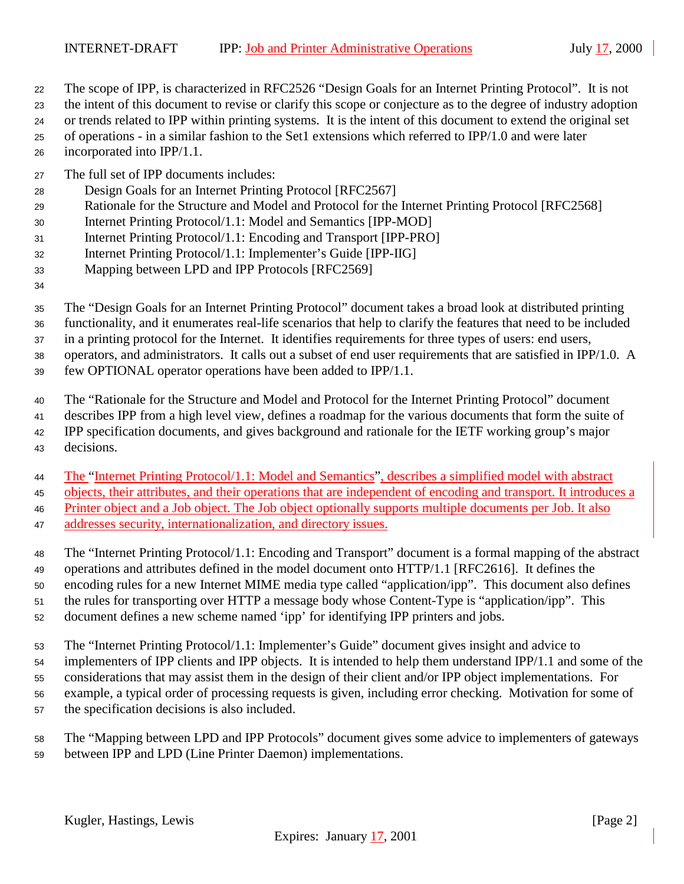The scope of IPP, is characterized in RFC2526 “Design Goals for an Internet Printing Protocol”. It is not the intent of this document to revise or clarify this scope or conjecture as to the degree of industry adoption or trends related to IPP within printing systems. It is the intent of this document to extend the original set of operations - in a similar fashion to the Set1 extensions which referred to IPP/1.0 and were later incorporated into IPP/1.1.

The full set of IPP documents includes:

- Design Goals for an Internet Printing Protocol [RFC2567]
- Rationale for the Structure and Model and Protocol for the Internet Printing Protocol [RFC2568]
- Internet Printing Protocol/1.1: Model and Semantics [IPP-MOD]
- Internet Printing Protocol/1.1: Encoding and Transport [IPP-PRO]
- Internet Printing Protocol/1.1: Implementer’s Guide [IPP-IIG]
- Mapping between LPD and IPP Protocols [RFC2569]

The “Design Goals for an Internet Printing Protocol” document takes a broad look at distributed printing functionality, and it enumerates real-life scenarios that help to clarify the features that need to be included in a printing protocol for the Internet. It identifies requirements for three types of users: end users, operators, and administrators. It calls out a subset of end user requirements that are satisfied in IPP/1.0. A few OPTIONAL operator operations have been added to IPP/1.1.

The “Rationale for the Structure and Model and Protocol for the Internet Printing Protocol” document describes IPP from a high level view, defines a roadmap for the various documents that form the suite of IPP specification documents, and gives background and rationale for the IETF working group’s major decisions.

The “Internet Printing Protocol/1.1: Model and Semantics”, describes a simplified model with abstract objects, their attributes, and their operations that are independent of encoding and transport. It introduces a Printer object and a Job object. The Job object optionally supports multiple documents per Job. It also addresses security, internationalization, and directory issues.

The “Internet Printing Protocol/1.1: Encoding and Transport” document is a formal mapping of the abstract operations and attributes defined in the model document onto HTTP/1.1 [RFC2616]. It defines the encoding rules for a new Internet MIME media type called “application/ipp”. This document also defines the rules for transporting over HTTP a message body whose Content-Type is “application/ipp”. This document defines a new scheme named ‘ipp’ for identifying IPP printers and jobs.

The “Internet Printing Protocol/1.1: Implementer’s Guide” document gives insight and advice to implementers of IPP clients and IPP objects. It is intended to help them understand IPP/1.1 and some of the considerations that may assist them in the design of their client and/or IPP object implementations. For example, a typical order of processing requests is given, including error checking. Motivation for some of the specification decisions is also included.

The “Mapping between LPD and IPP Protocols” document gives some advice to implementers of gateways between IPP and LPD (Line Printer Daemon) implementations.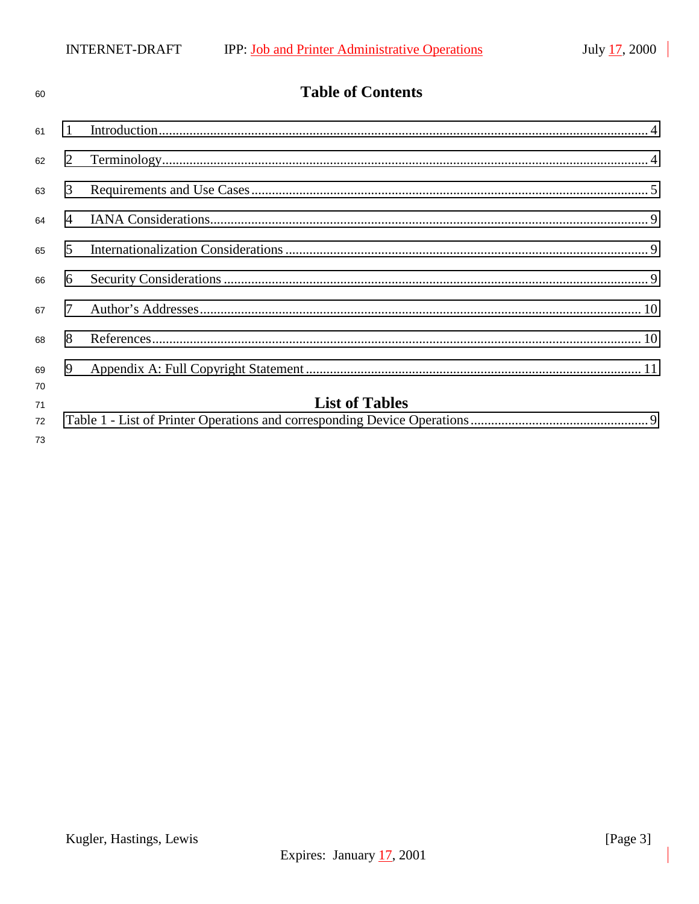# Table of Contents

1 Introduction.......................................................................................................................................... 4

2 Terminology.......................................................................................................................................... 4

3 Requirements and Use Cases................................................................................................................ 5

4 IANA Considerations............................................................................................................................ 9

5 Internationalization Considerations ...................................................................................................... 9

6 Security Considerations ........................................................................................................................ 9

7 Author's Addresses.............................................................................................................................. 10

8 References............................................................................................................................................ 10

9 Appendix A: Full Copyright Statement ............................................................................................... 11

# List of Tables

Table 1 - List of Printer Operations and corresponding Device Operations.................................................. 9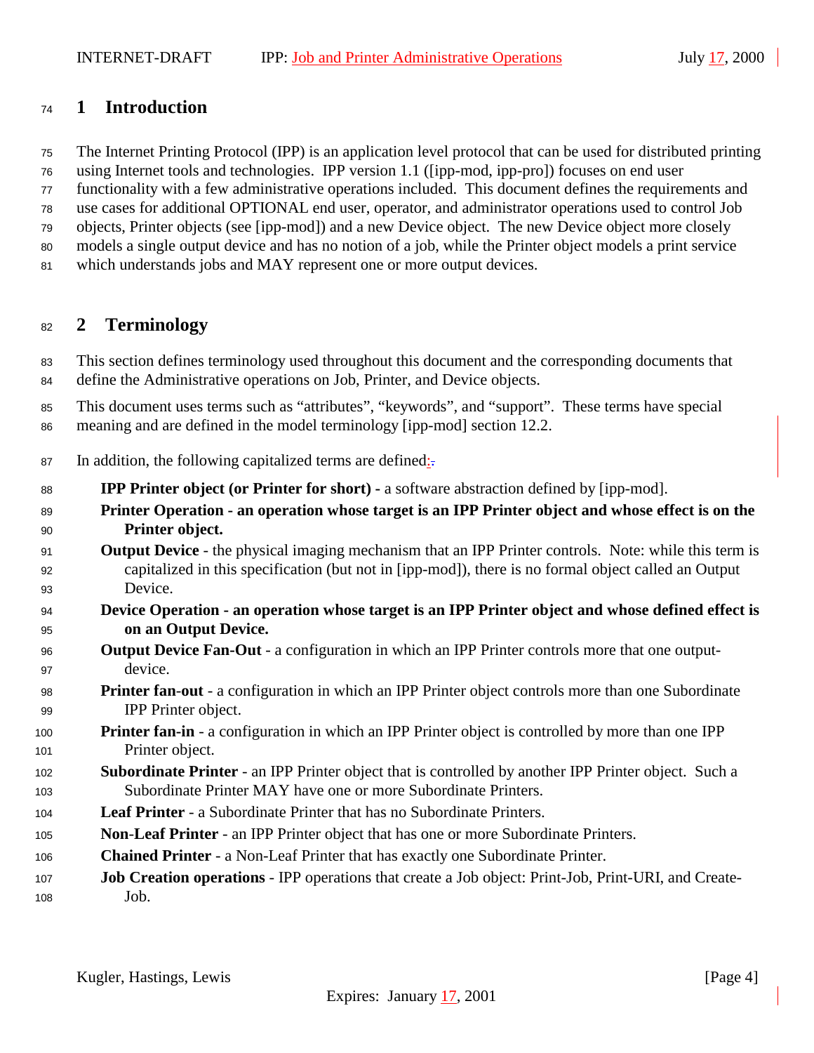# 1 Introduction

The Internet Printing Protocol (IPP) is an application level protocol that can be used for distributed printing using Internet tools and technologies. IPP version 1.1 ([ipp-mod, ipp-pro]) focuses on end user functionality with a few administrative operations included. This document defines the requirements and use cases for additional OPTIONAL end user, operator, and administrator operations used to control Job objects, Printer objects (see [ipp-mod]) and a new Device object. The new Device object more closely models a single output device and has no notion of a job, while the Printer object models a print service which understands jobs and MAY represent one or more output devices.

# 2 Terminology

This section defines terminology used throughout this document and the corresponding documents that define the Administrative operations on Job, Printer, and Device objects.

This document uses terms such as "attributes", "keywords", and "support". These terms have special meaning and are defined in the model terminology [ipp-mod] section 12.2.

In addition, the following capitalized terms are defined:

**IPP Printer object (or Printer for short)** - a software abstraction defined by [ipp-mod].

**Printer Operation - an operation whose target is an IPP Printer object and whose effect is on the Printer object.**

**Output Device** - the physical imaging mechanism that an IPP Printer controls. Note: while this term is capitalized in this specification (but not in [ipp-mod]), there is no formal object called an Output Device.

**Device Operation - an operation whose target is an IPP Printer object and whose defined effect is on an Output Device.**

**Output Device Fan-Out** - a configuration in which an IPP Printer controls more that one output-device.

**Printer fan-out** - a configuration in which an IPP Printer object controls more than one Subordinate IPP Printer object.

**Printer fan-in** - a configuration in which an IPP Printer object is controlled by more than one IPP Printer object.

**Subordinate Printer** - an IPP Printer object that is controlled by another IPP Printer object. Such a Subordinate Printer MAY have one or more Subordinate Printers.

**Leaf Printer** - a Subordinate Printer that has no Subordinate Printers.

**Non-Leaf Printer** - an IPP Printer object that has one or more Subordinate Printers.

**Chained Printer** - a Non-Leaf Printer that has exactly one Subordinate Printer.

**Job Creation operations** - IPP operations that create a Job object: Print-Job, Print-URI, and Create-Job.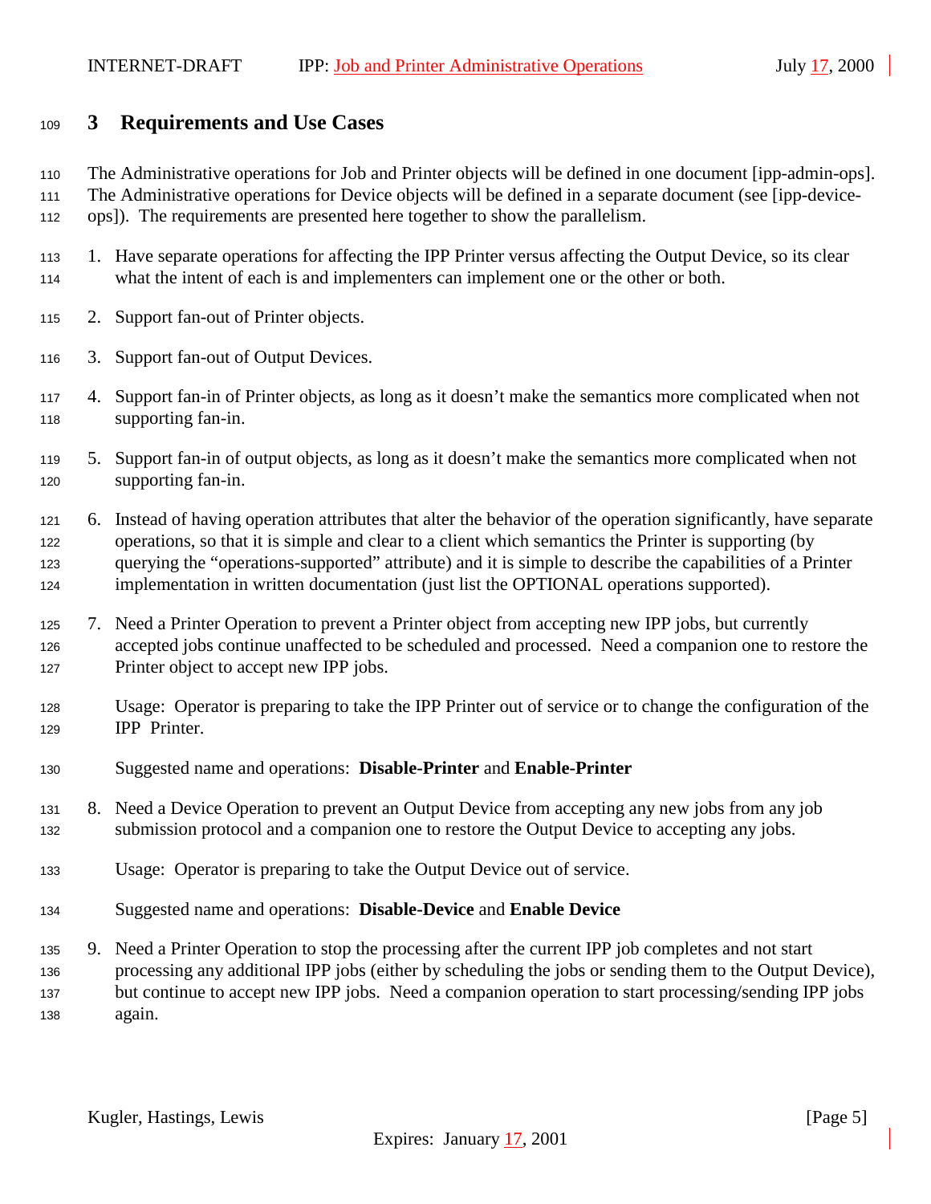## 3 Requirements and Use Cases

The Administrative operations for Job and Printer objects will be defined in one document [ipp-admin-ops]. The Administrative operations for Device objects will be defined in a separate document (see [ipp-device-ops]). The requirements are presented here together to show the parallelism.

1. Have separate operations for affecting the IPP Printer versus affecting the Output Device, so its clear what the intent of each is and implementers can implement one or the other or both.

2. Support fan-out of Printer objects.

3. Support fan-out of Output Devices.

4. Support fan-in of Printer objects, as long as it doesn't make the semantics more complicated when not supporting fan-in.

5. Support fan-in of output objects, as long as it doesn't make the semantics more complicated when not supporting fan-in.

6. Instead of having operation attributes that alter the behavior of the operation significantly, have separate operations, so that it is simple and clear to a client which semantics the Printer is supporting (by querying the "operations-supported" attribute) and it is simple to describe the capabilities of a Printer implementation in written documentation (just list the OPTIONAL operations supported).

7. Need a Printer Operation to prevent a Printer object from accepting new IPP jobs, but currently accepted jobs continue unaffected to be scheduled and processed. Need a companion one to restore the Printer object to accept new IPP jobs.

   Usage: Operator is preparing to take the IPP Printer out of service or to change the configuration of the IPP Printer.

   Suggested name and operations: **Disable-Printer** and **Enable-Printer**

8. Need a Device Operation to prevent an Output Device from accepting any new jobs from any job submission protocol and a companion one to restore the Output Device to accepting any jobs.

   Usage: Operator is preparing to take the Output Device out of service.

   Suggested name and operations: **Disable-Device** and **Enable Device**

9. Need a Printer Operation to stop the processing after the current IPP job completes and not start processing any additional IPP jobs (either by scheduling the jobs or sending them to the Output Device), but continue to accept new IPP jobs. Need a companion operation to start processing/sending IPP jobs again.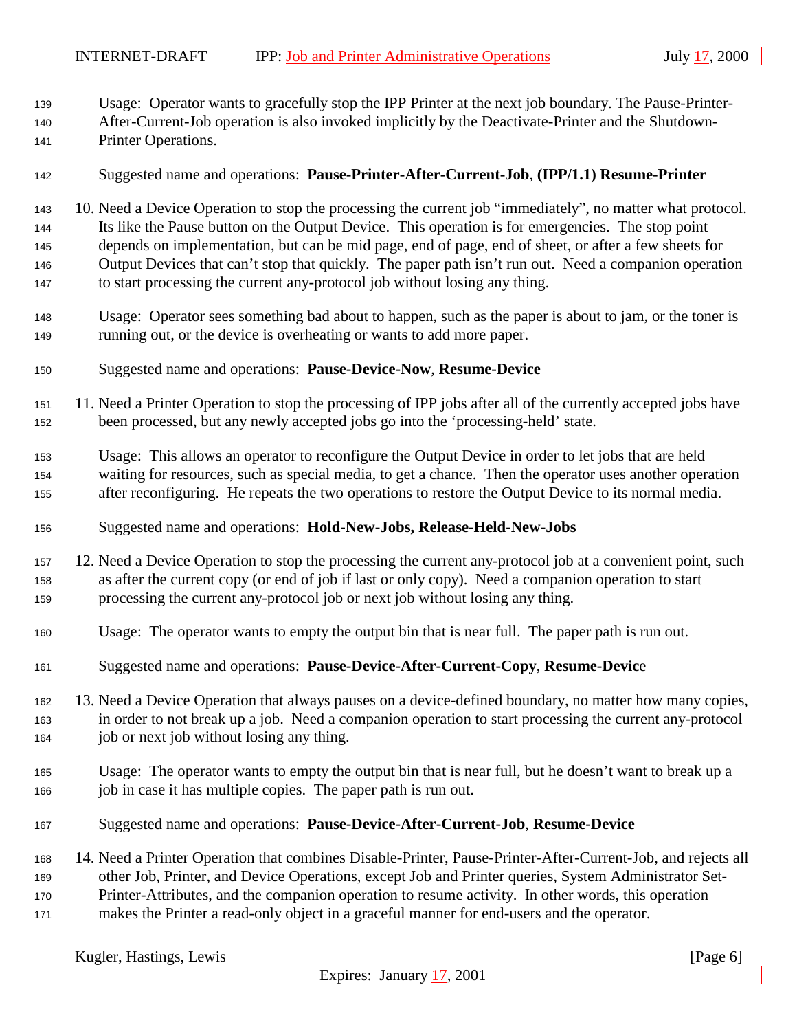Usage: Operator wants to gracefully stop the IPP Printer at the next job boundary. The Pause-Printer-After-Current-Job operation is also invoked implicitly by the Deactivate-Printer and the Shutdown-Printer Operations.

Suggested name and operations: **Pause-Printer-After-Current-Job**, **(IPP/1.1) Resume-Printer**

10. Need a Device Operation to stop the processing the current job "immediately", no matter what protocol. Its like the Pause button on the Output Device. This operation is for emergencies. The stop point depends on implementation, but can be mid page, end of page, end of sheet, or after a few sheets for Output Devices that can't stop that quickly. The paper path isn't run out. Need a companion operation to start processing the current any-protocol job without losing any thing.

    Usage: Operator sees something bad about to happen, such as the paper is about to jam, or the toner is running out, or the device is overheating or wants to add more paper.

    Suggested name and operations: **Pause-Device-Now**, **Resume-Device**

11. Need a Printer Operation to stop the processing of IPP jobs after all of the currently accepted jobs have been processed, but any newly accepted jobs go into the 'processing-held' state.

    Usage: This allows an operator to reconfigure the Output Device in order to let jobs that are held waiting for resources, such as special media, to get a chance. Then the operator uses another operation after reconfiguring. He repeats the two operations to restore the Output Device to its normal media.

    Suggested name and operations: **Hold-New-Jobs, Release-Held-New-Jobs**

12. Need a Device Operation to stop the processing the current any-protocol job at a convenient point, such as after the current copy (or end of job if last or only copy). Need a companion operation to start processing the current any-protocol job or next job without losing any thing.

    Usage: The operator wants to empty the output bin that is near full. The paper path is run out.

    Suggested name and operations: **Pause-Device-After-Current-Copy**, **Resume-Devic**e

13. Need a Device Operation that always pauses on a device-defined boundary, no matter how many copies, in order to not break up a job. Need a companion operation to start processing the current any-protocol job or next job without losing any thing.

    Usage: The operator wants to empty the output bin that is near full, but he doesn't want to break up a job in case it has multiple copies. The paper path is run out.

    Suggested name and operations: **Pause-Device-After-Current-Job**, **Resume-Device**

14. Need a Printer Operation that combines Disable-Printer, Pause-Printer-After-Current-Job, and rejects all other Job, Printer, and Device Operations, except Job and Printer queries, System Administrator Set-Printer-Attributes, and the companion operation to resume activity. In other words, this operation makes the Printer a read-only object in a graceful manner for end-users and the operator.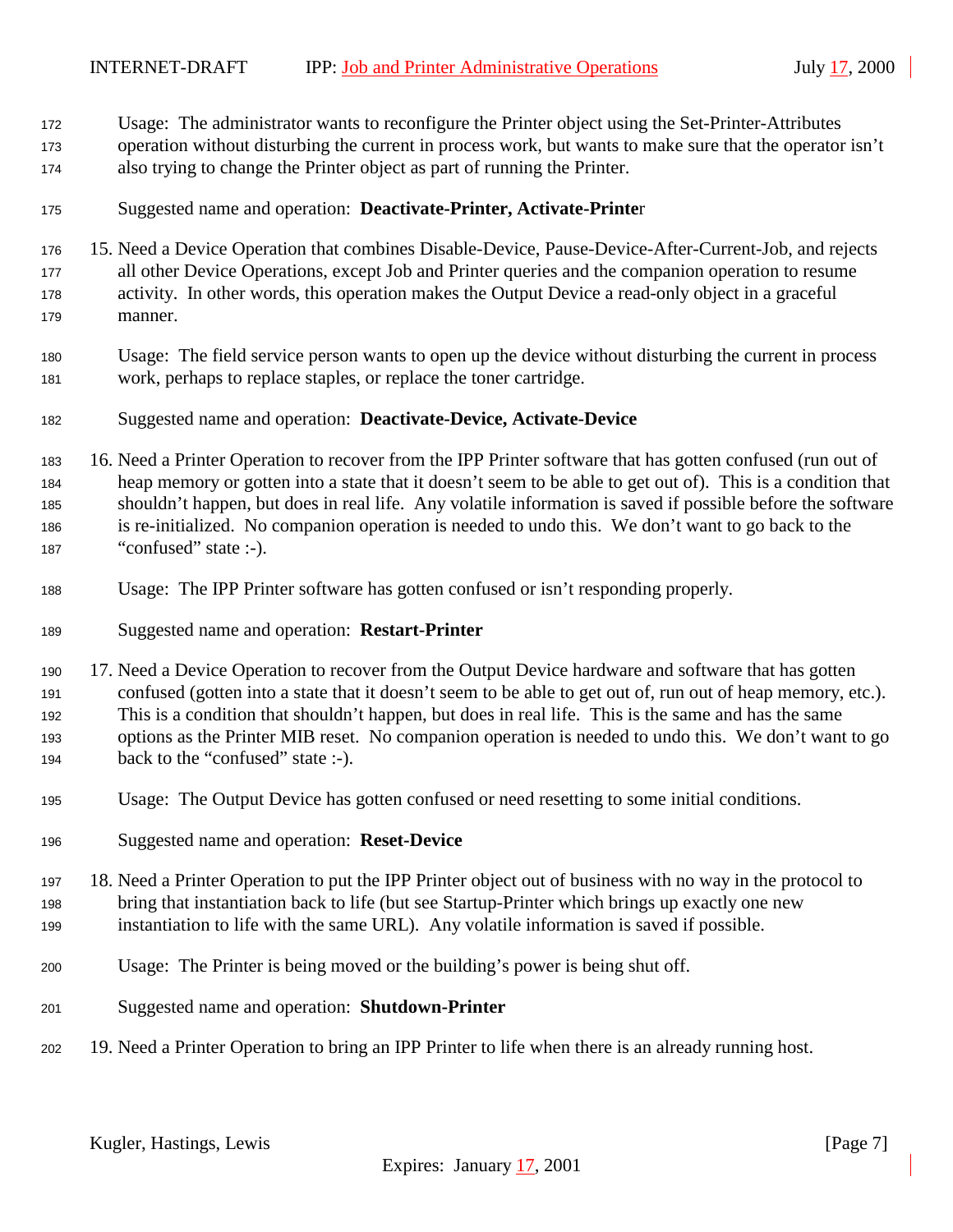Usage: The administrator wants to reconfigure the Printer object using the Set-Printer-Attributes operation without disturbing the current in process work, but wants to make sure that the operator isn't also trying to change the Printer object as part of running the Printer.

Suggested name and operation: **Deactivate-Printer, Activate-Printer**

15. Need a Device Operation that combines Disable-Device, Pause-Device-After-Current-Job, and rejects all other Device Operations, except Job and Printer queries and the companion operation to resume activity. In other words, this operation makes the Output Device a read-only object in a graceful manner.

    Usage: The field service person wants to open up the device without disturbing the current in process work, perhaps to replace staples, or replace the toner cartridge.

    Suggested name and operation: **Deactivate-Device, Activate-Device**

16. Need a Printer Operation to recover from the IPP Printer software that has gotten confused (run out of heap memory or gotten into a state that it doesn't seem to be able to get out of). This is a condition that shouldn't happen, but does in real life. Any volatile information is saved if possible before the software is re-initialized. No companion operation is needed to undo this. We don't want to go back to the "confused" state :-).

    Usage: The IPP Printer software has gotten confused or isn't responding properly.

    Suggested name and operation: **Restart-Printer**

17. Need a Device Operation to recover from the Output Device hardware and software that has gotten confused (gotten into a state that it doesn't seem to be able to get out of, run out of heap memory, etc.). This is a condition that shouldn't happen, but does in real life. This is the same and has the same options as the Printer MIB reset. No companion operation is needed to undo this. We don't want to go back to the "confused" state :-).

    Usage: The Output Device has gotten confused or need resetting to some initial conditions.

    Suggested name and operation: **Reset-Device**

18. Need a Printer Operation to put the IPP Printer object out of business with no way in the protocol to bring that instantiation back to life (but see Startup-Printer which brings up exactly one new instantiation to life with the same URL). Any volatile information is saved if possible.

    Usage: The Printer is being moved or the building's power is being shut off.

    Suggested name and operation: **Shutdown-Printer**

19. Need a Printer Operation to bring an IPP Printer to life when there is an already running host.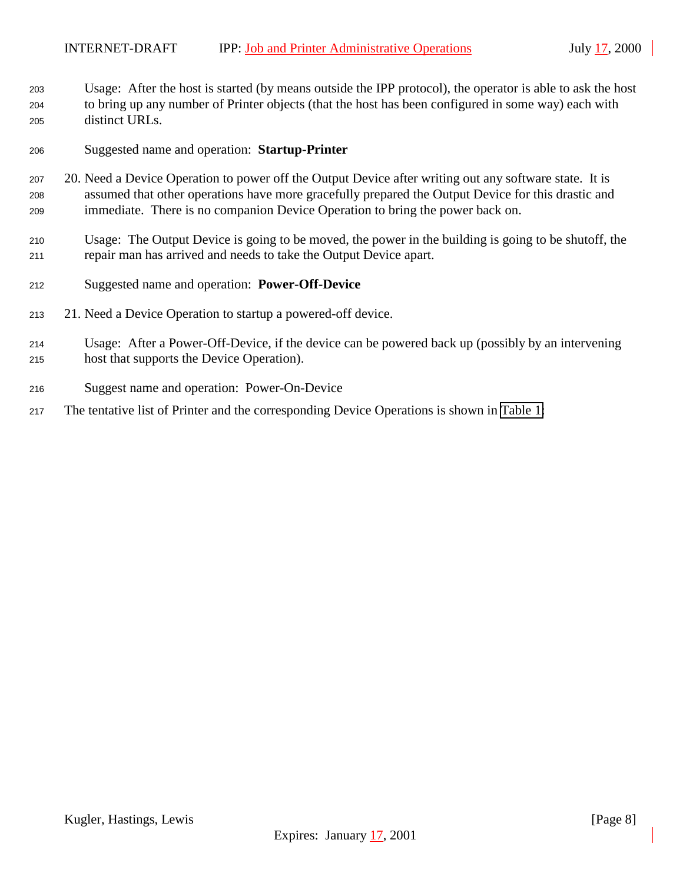Usage: After the host is started (by means outside the IPP protocol), the operator is able to ask the host to bring up any number of Printer objects (that the host has been configured in some way) each with distinct URLs.

Suggested name and operation: **Startup-Printer**

20. Need a Device Operation to power off the Output Device after writing out any software state. It is assumed that other operations have more gracefully prepared the Output Device for this drastic and immediate. There is no companion Device Operation to bring the power back on.

    Usage: The Output Device is going to be moved, the power in the building is going to be shutoff, the repair man has arrived and needs to take the Output Device apart.

    Suggested name and operation: **Power-Off-Device**

21. Need a Device Operation to startup a powered-off device.

    Usage: After a Power-Off-Device, if the device can be powered back up (possibly by an intervening host that supports the Device Operation).

    Suggest name and operation: Power-On-Device

The tentative list of Printer and the corresponding Device Operations is shown in Table 1.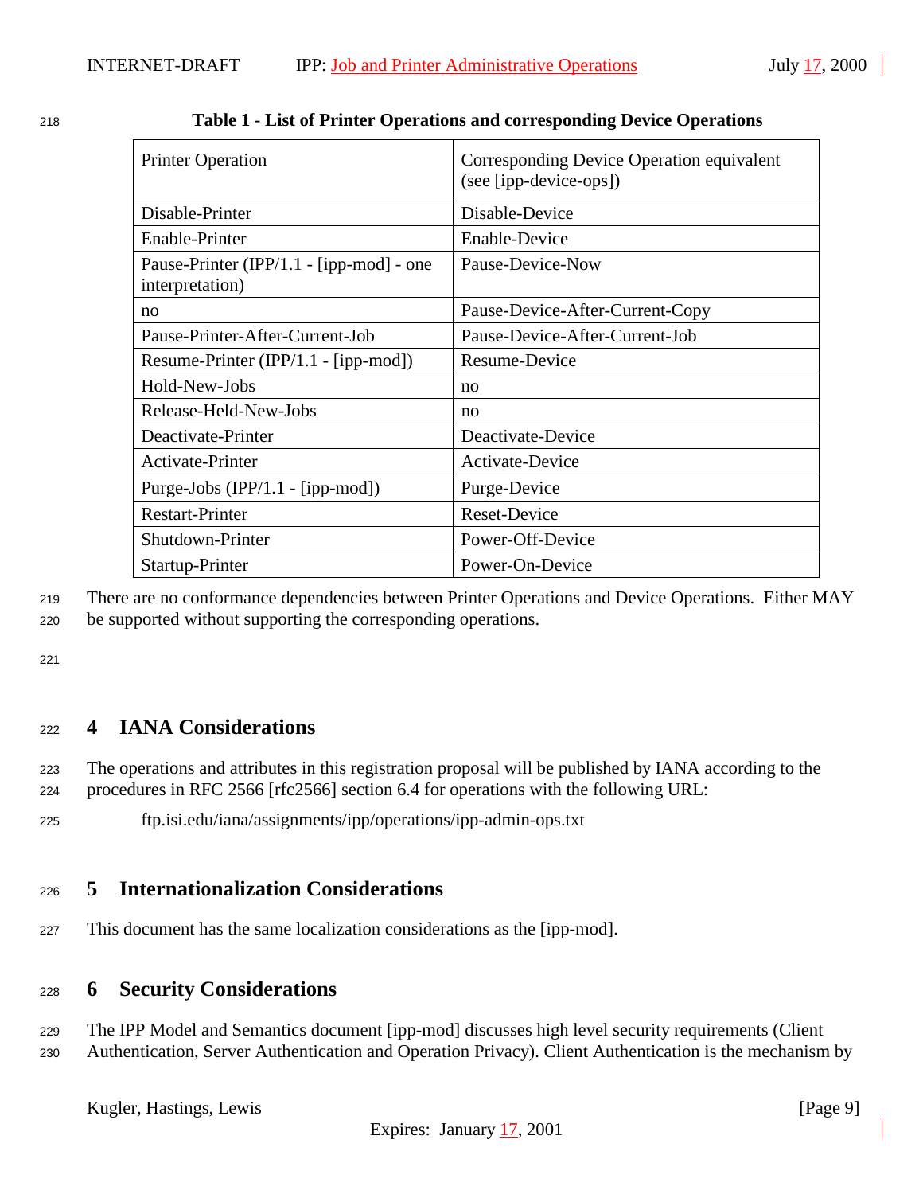**Table 1 - List of Printer Operations and corresponding Device Operations**

| Printer Operation | Corresponding Device Operation equivalent (see [ipp-device-ops]) |
|---|---|
| Disable-Printer | Disable-Device |
| Enable-Printer | Enable-Device |
| Pause-Printer (IPP/1.1 - [ipp-mod] - one interpretation) | Pause-Device-Now |
| no | Pause-Device-After-Current-Copy |
| Pause-Printer-After-Current-Job | Pause-Device-After-Current-Job |
| Resume-Printer (IPP/1.1 - [ipp-mod]) | Resume-Device |
| Hold-New-Jobs | no |
| Release-Held-New-Jobs | no |
| Deactivate-Printer | Deactivate-Device |
| Activate-Printer | Activate-Device |
| Purge-Jobs (IPP/1.1 - [ipp-mod]) | Purge-Device |
| Restart-Printer | Reset-Device |
| Shutdown-Printer | Power-Off-Device |
| Startup-Printer | Power-On-Device |

There are no conformance dependencies between Printer Operations and Device Operations. Either MAY be supported without supporting the corresponding operations.

# 4 IANA Considerations

The operations and attributes in this registration proposal will be published by IANA according to the procedures in RFC 2566 [rfc2566] section 6.4 for operations with the following URL:

ftp.isi.edu/iana/assignments/ipp/operations/ipp-admin-ops.txt

# 5 Internationalization Considerations

This document has the same localization considerations as the [ipp-mod].

# 6 Security Considerations

The IPP Model and Semantics document [ipp-mod] discusses high level security requirements (Client Authentication, Server Authentication and Operation Privacy). Client Authentication is the mechanism by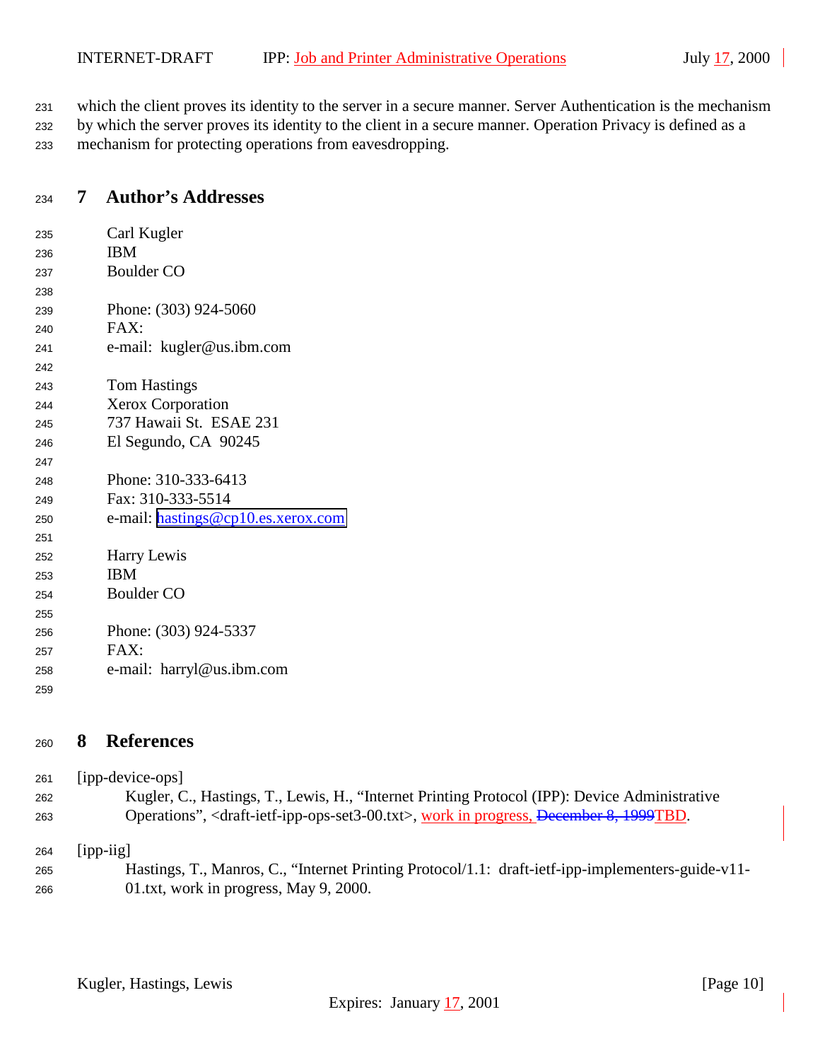which the client proves its identity to the server in a secure manner. Server Authentication is the mechanism by which the server proves its identity to the client in a secure manner. Operation Privacy is defined as a mechanism for protecting operations from eavesdropping.

# 7 Author's Addresses

Carl Kugler
IBM
Boulder CO

Phone: (303) 924-5060
FAX:
e-mail: kugler@us.ibm.com

Tom Hastings
Xerox Corporation
737 Hawaii St. ESAE 231
El Segundo, CA 90245

Phone: 310-333-6413
Fax: 310-333-5514
e-mail: hastings@cp10.es.xerox.com

Harry Lewis
IBM
Boulder CO

Phone: (303) 924-5337
FAX:
e-mail: harryl@us.ibm.com

# 8 References

[ipp-device-ops]
Kugler, C., Hastings, T., Lewis, H., "Internet Printing Protocol (IPP): Device Administrative Operations", <draft-ietf-ipp-ops-set3-00.txt>, work in progress, ~~December 8, 1999~~TBD.

[ipp-iig]
Hastings, T., Manros, C., "Internet Printing Protocol/1.1: draft-ietf-ipp-implementers-guide-v11-01.txt, work in progress, May 9, 2000.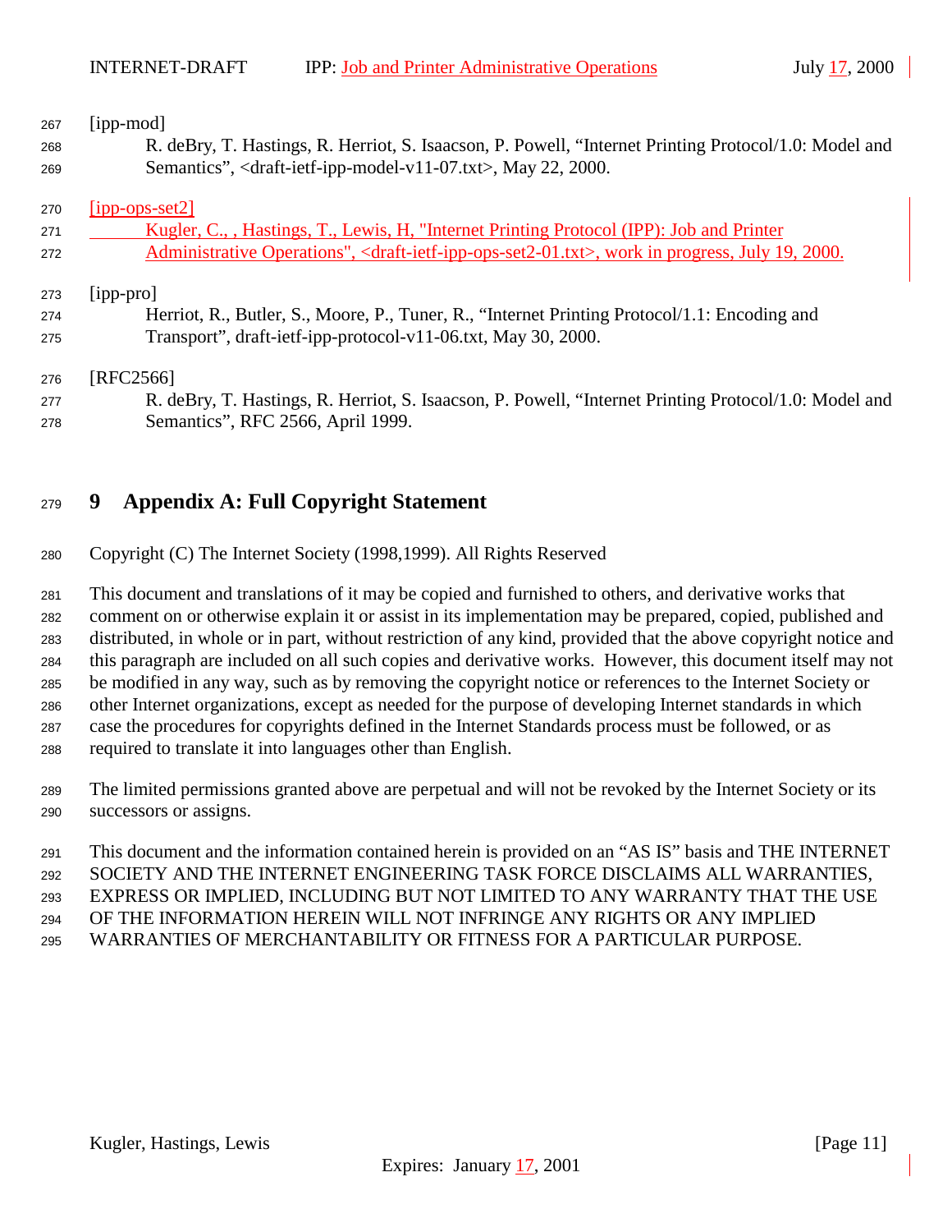[ipp-mod]
R. deBry, T. Hastings, R. Herriot, S. Isaacson, P. Powell, "Internet Printing Protocol/1.0: Model and Semantics", <draft-ietf-ipp-model-v11-07.txt>, May 22, 2000.

[ipp-ops-set2]
Kugler, C., , Hastings, T., Lewis, H, "Internet Printing Protocol (IPP): Job and Printer Administrative Operations", <draft-ietf-ipp-ops-set2-01.txt>, work in progress, July 19, 2000.

[ipp-pro]
Herriot, R., Butler, S., Moore, P., Tuner, R., "Internet Printing Protocol/1.1: Encoding and Transport", draft-ietf-ipp-protocol-v11-06.txt, May 30, 2000.

[RFC2566]
R. deBry, T. Hastings, R. Herriot, S. Isaacson, P. Powell, "Internet Printing Protocol/1.0: Model and Semantics", RFC 2566, April 1999.

# 9 Appendix A: Full Copyright Statement

Copyright (C) The Internet Society (1998,1999). All Rights Reserved

This document and translations of it may be copied and furnished to others, and derivative works that comment on or otherwise explain it or assist in its implementation may be prepared, copied, published and distributed, in whole or in part, without restriction of any kind, provided that the above copyright notice and this paragraph are included on all such copies and derivative works. However, this document itself may not be modified in any way, such as by removing the copyright notice or references to the Internet Society or other Internet organizations, except as needed for the purpose of developing Internet standards in which case the procedures for copyrights defined in the Internet Standards process must be followed, or as required to translate it into languages other than English.

The limited permissions granted above are perpetual and will not be revoked by the Internet Society or its successors or assigns.

This document and the information contained herein is provided on an "AS IS" basis and THE INTERNET SOCIETY AND THE INTERNET ENGINEERING TASK FORCE DISCLAIMS ALL WARRANTIES, EXPRESS OR IMPLIED, INCLUDING BUT NOT LIMITED TO ANY WARRANTY THAT THE USE OF THE INFORMATION HEREIN WILL NOT INFRINGE ANY RIGHTS OR ANY IMPLIED WARRANTIES OF MERCHANTABILITY OR FITNESS FOR A PARTICULAR PURPOSE.